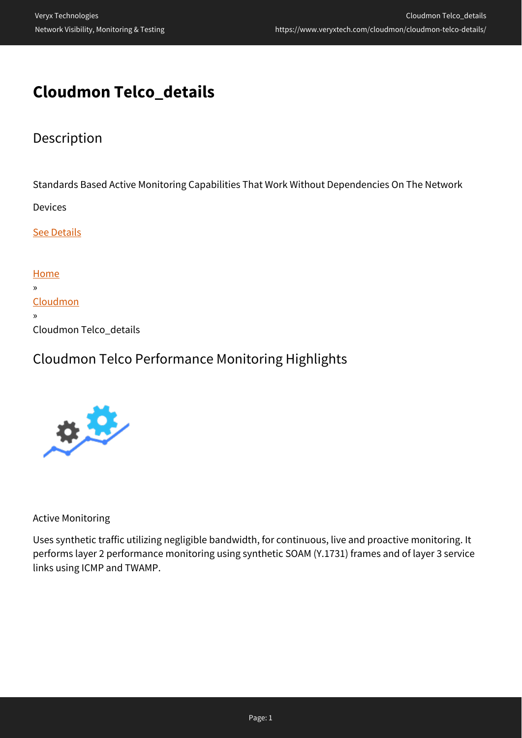# Cloudmon Telco_details

## Description

Standards Based Active Monitoring Capabilities That Work Without Dependencies On The Network Devices

See Details

Home
»
Cloudmon
»
Cloudmon Telco_details

## Cloudmon Telco Performance Monitoring Highlights

Active Monitoring

Uses synthetic traffic utilizing negligible bandwidth, for continuous, live and proactive monitoring. It performs layer 2 performance monitoring using synthetic SOAM (Y.1731) frames and of layer 3 service links using ICMP and TWAMP.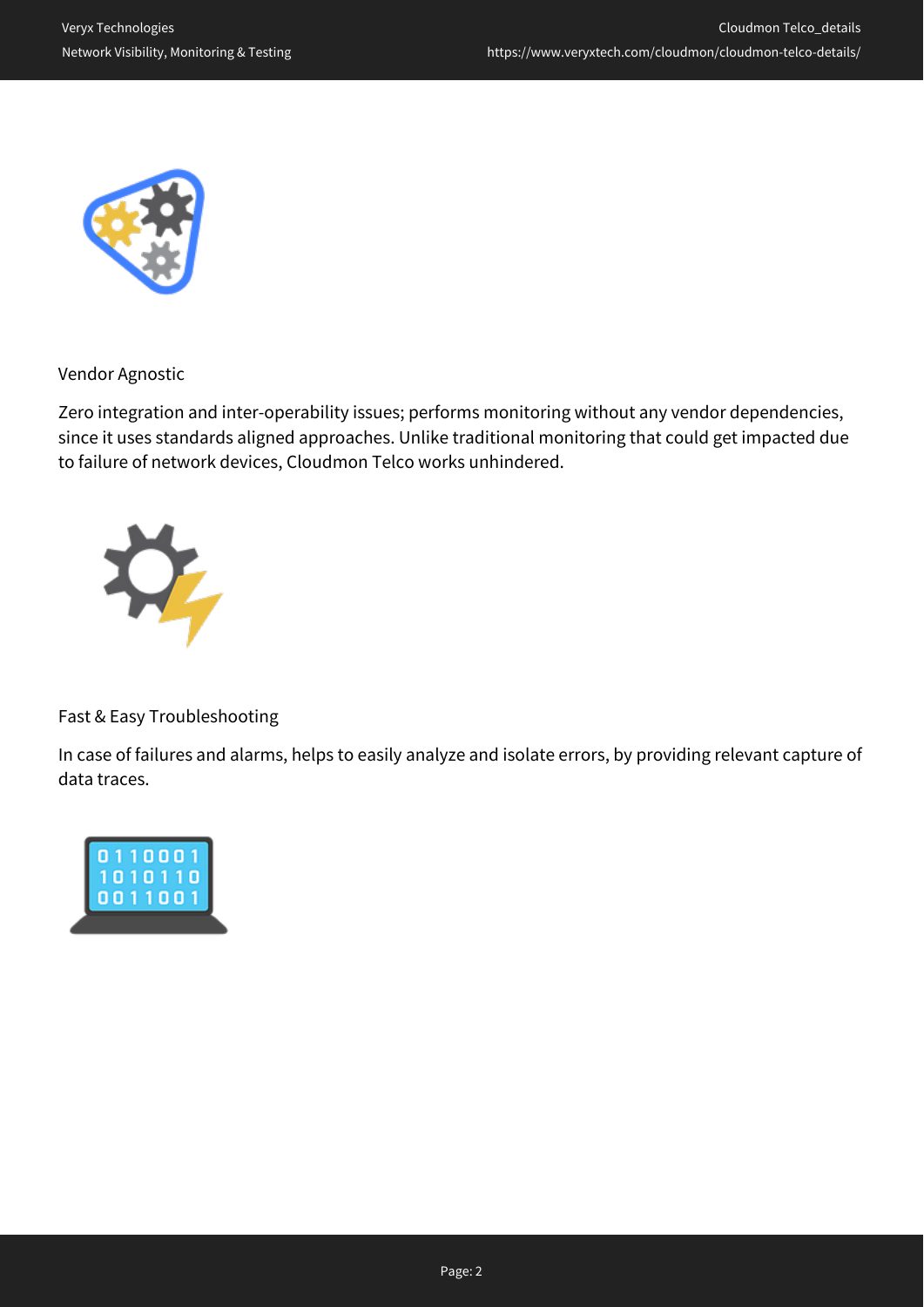## Vendor Agnostic

Zero integration and inter-operability issues; performs monitoring without any vendor dependencies, since it uses standards aligned approaches. Unlike traditional monitoring that could get impacted due to failure of network devices, Cloudmon Telco works unhindered.

## Fast & Easy Troubleshooting

In case of failures and alarms, helps to easily analyze and isolate errors, by providing relevant capture of data traces.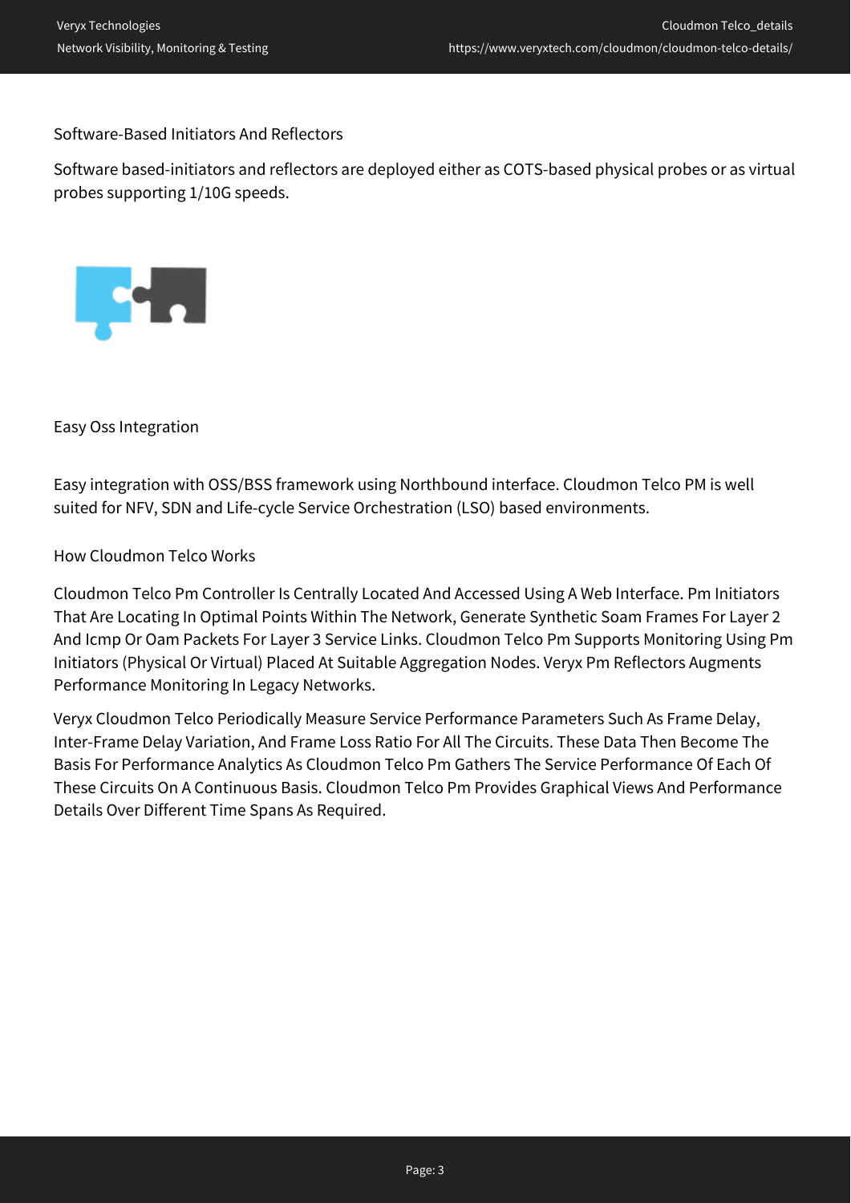### Software-Based Initiators And Reflectors

Software based-initiators and reflectors are deployed either as COTS-based physical probes or as virtual probes supporting 1/10G speeds.

### Easy Oss Integration

Easy integration with OSS/BSS framework using Northbound interface. Cloudmon Telco PM is well suited for NFV, SDN and Life-cycle Service Orchestration (LSO) based environments.

### How Cloudmon Telco Works

Cloudmon Telco Pm Controller Is Centrally Located And Accessed Using A Web Interface. Pm Initiators That Are Locating In Optimal Points Within The Network, Generate Synthetic Soam Frames For Layer 2 And Icmp Or Oam Packets For Layer 3 Service Links. Cloudmon Telco Pm Supports Monitoring Using Pm Initiators (Physical Or Virtual) Placed At Suitable Aggregation Nodes. Veryx Pm Reflectors Augments Performance Monitoring In Legacy Networks.

Veryx Cloudmon Telco Periodically Measure Service Performance Parameters Such As Frame Delay, Inter-Frame Delay Variation, And Frame Loss Ratio For All The Circuits. These Data Then Become The Basis For Performance Analytics As Cloudmon Telco Pm Gathers The Service Performance Of Each Of These Circuits On A Continuous Basis. Cloudmon Telco Pm Provides Graphical Views And Performance Details Over Different Time Spans As Required.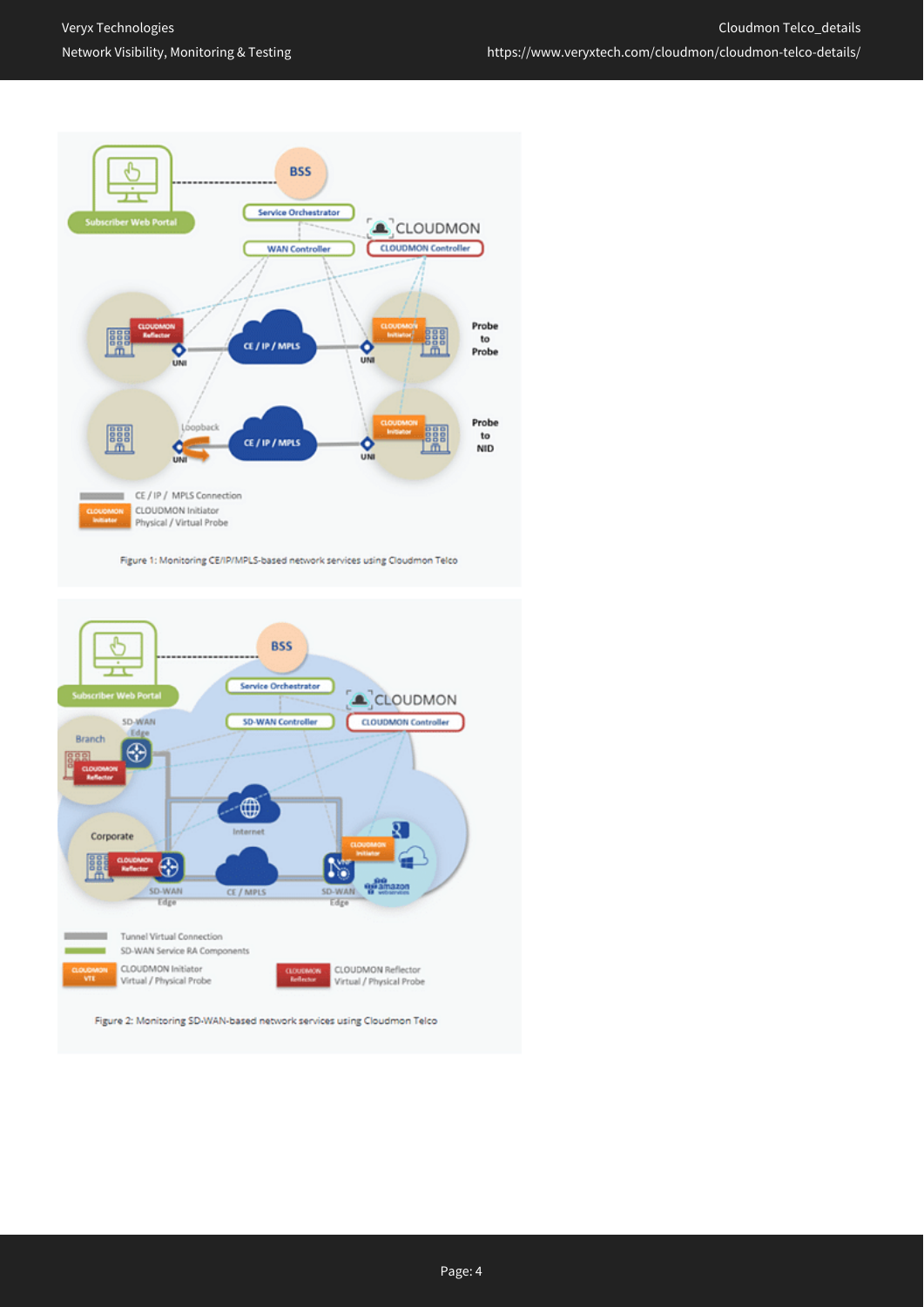Figure 1: Monitoring CE/IP/MPLS-based network services using Cloudmon Telco

Figure 2: Monitoring SD-WAN-based network services using Cloudmon Telco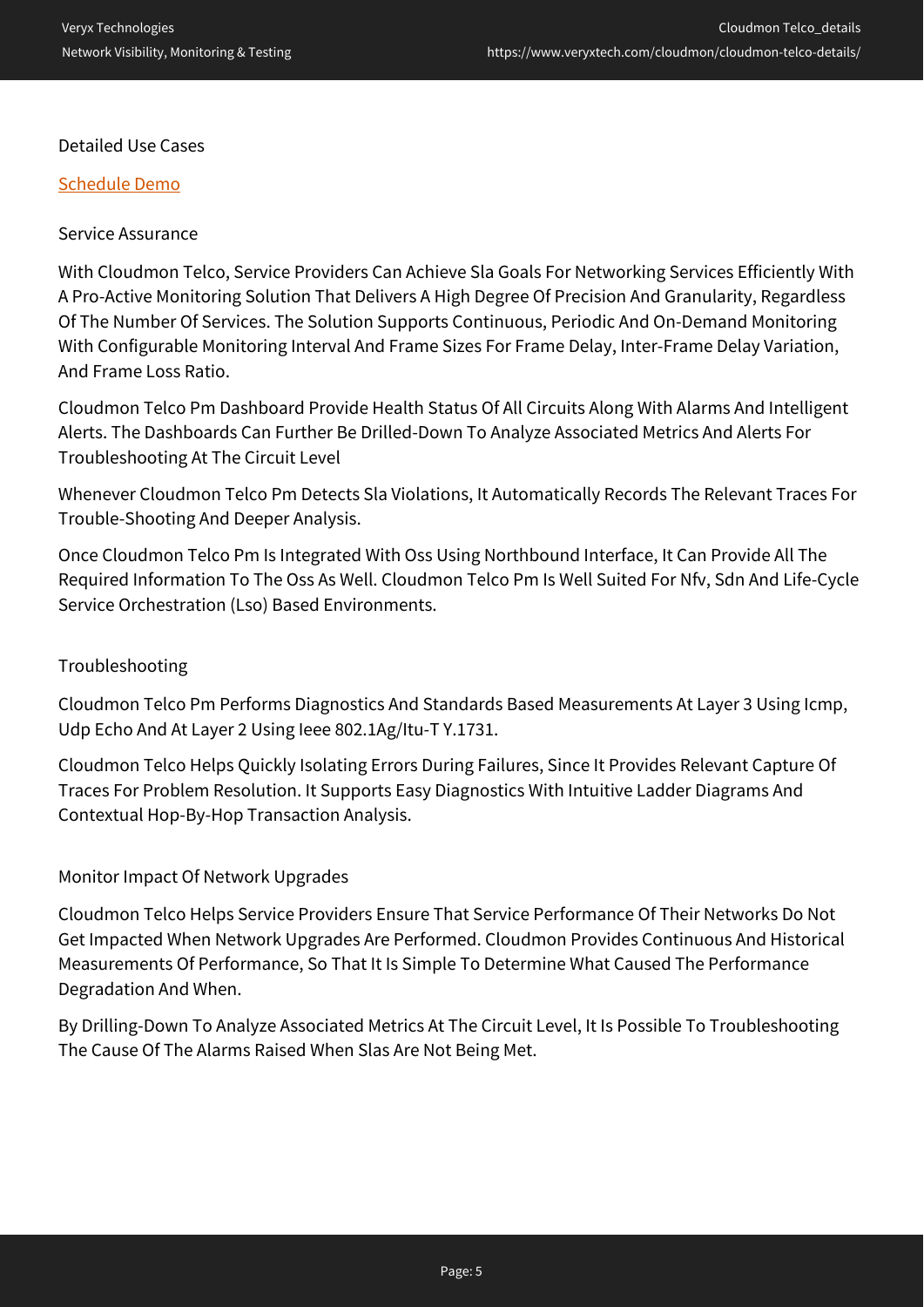## Detailed Use Cases

[Schedule Demo]

### Service Assurance

With Cloudmon Telco, Service Providers Can Achieve Sla Goals For Networking Services Efficiently With A Pro-Active Monitoring Solution That Delivers A High Degree Of Precision And Granularity, Regardless Of The Number Of Services. The Solution Supports Continuous, Periodic And On-Demand Monitoring With Configurable Monitoring Interval And Frame Sizes For Frame Delay, Inter-Frame Delay Variation, And Frame Loss Ratio.

Cloudmon Telco Pm Dashboard Provide Health Status Of All Circuits Along With Alarms And Intelligent Alerts. The Dashboards Can Further Be Drilled-Down To Analyze Associated Metrics And Alerts For Troubleshooting At The Circuit Level

Whenever Cloudmon Telco Pm Detects Sla Violations, It Automatically Records The Relevant Traces For Trouble-Shooting And Deeper Analysis.

Once Cloudmon Telco Pm Is Integrated With Oss Using Northbound Interface, It Can Provide All The Required Information To The Oss As Well. Cloudmon Telco Pm Is Well Suited For Nfv, Sdn And Life-Cycle Service Orchestration (Lso) Based Environments.

### Troubleshooting

Cloudmon Telco Pm Performs Diagnostics And Standards Based Measurements At Layer 3 Using Icmp, Udp Echo And At Layer 2 Using Ieee 802.1Ag/Itu-T Y.1731.

Cloudmon Telco Helps Quickly Isolating Errors During Failures, Since It Provides Relevant Capture Of Traces For Problem Resolution. It Supports Easy Diagnostics With Intuitive Ladder Diagrams And Contextual Hop-By-Hop Transaction Analysis.

### Monitor Impact Of Network Upgrades

Cloudmon Telco Helps Service Providers Ensure That Service Performance Of Their Networks Do Not Get Impacted When Network Upgrades Are Performed. Cloudmon Provides Continuous And Historical Measurements Of Performance, So That It Is Simple To Determine What Caused The Performance Degradation And When.

By Drilling-Down To Analyze Associated Metrics At The Circuit Level, It Is Possible To Troubleshooting The Cause Of The Alarms Raised When Slas Are Not Being Met.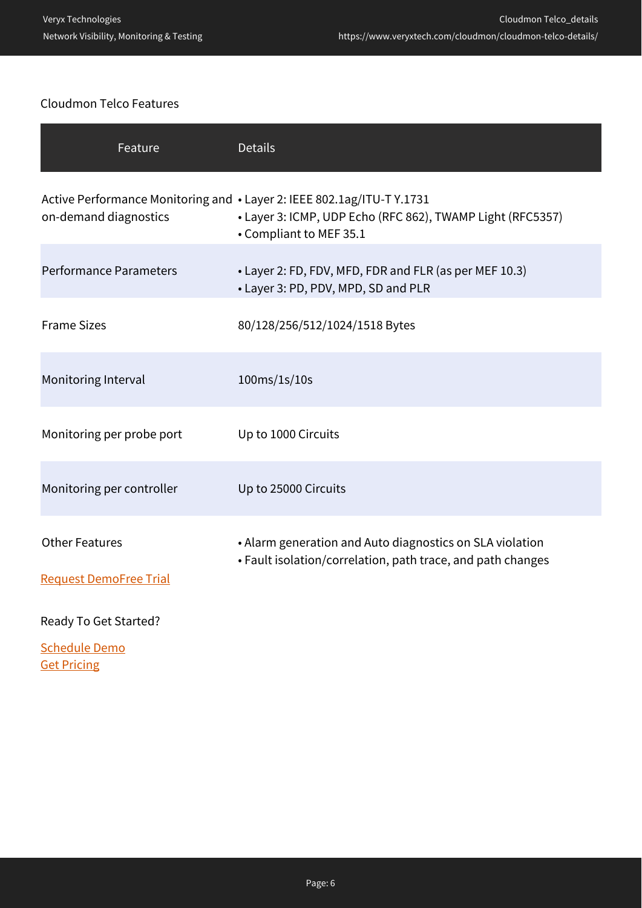Cloudmon Telco Features

| Feature | Details |
| --- | --- |
| Active Performance Monitoring and on-demand diagnostics | • Layer 2: IEEE 802.1ag/ITU-T Y.1731<br>• Layer 3: ICMP, UDP Echo (RFC 862), TWAMP Light (RFC5357)<br>• Compliant to MEF 35.1 |
| Performance Parameters | • Layer 2: FD, FDV, MFD, FDR and FLR (as per MEF 10.3)<br>• Layer 3: PD, PDV, MPD, SD and PLR |
| Frame Sizes | 80/128/256/512/1024/1518 Bytes |
| Monitoring Interval | 100ms/1s/10s |
| Monitoring per probe port | Up to 1000 Circuits |
| Monitoring per controller | Up to 25000 Circuits |
| Other Features | • Alarm generation and Auto diagnostics on SLA violation<br>• Fault isolation/correlation, path trace, and path changes |

Request DemoFree Trial

Ready To Get Started?

Schedule Demo
Get Pricing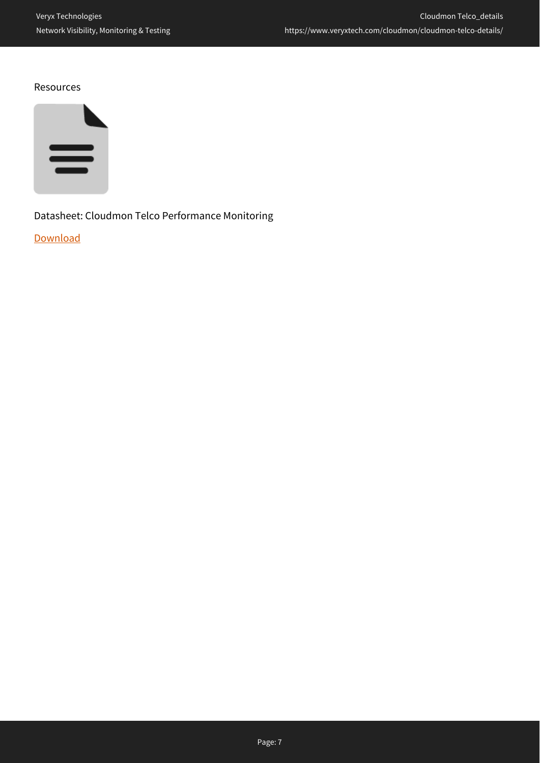Resources

Datasheet: Cloudmon Telco Performance Monitoring

Download